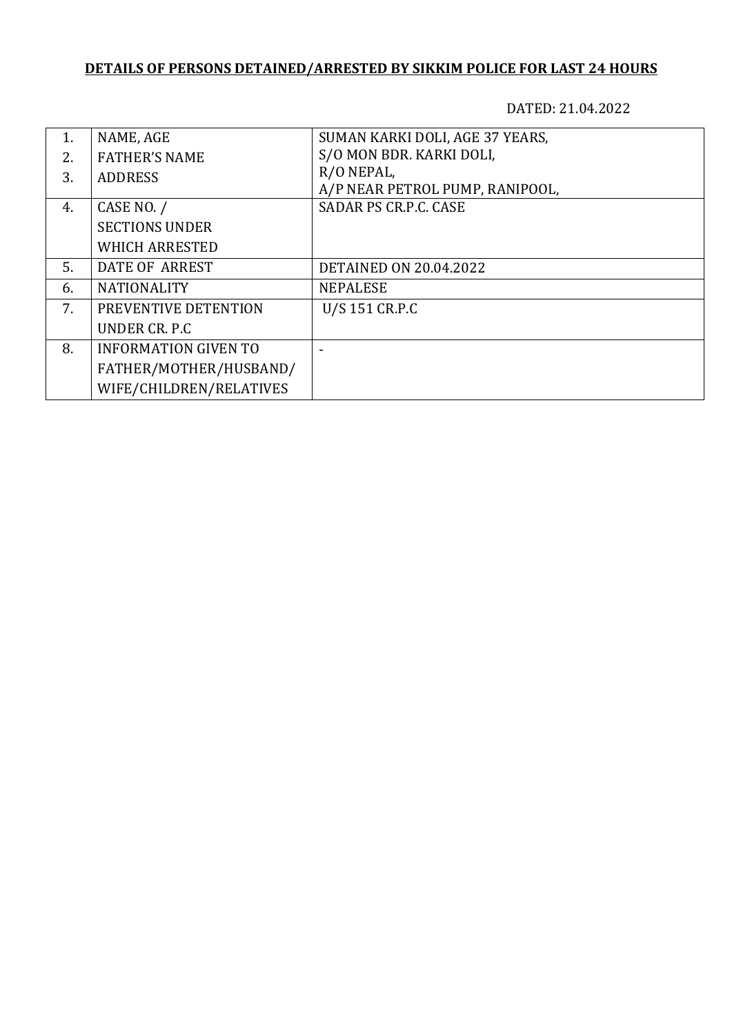**DETAILS OF PERSONS DETAINED/ARRESTED BY SIKKIM POLICE FOR LAST 24 HOURS**

DATED: 21.04.2022

| | | |
|---|---|---|
| 1.<br>2.<br>3. | NAME, AGE<br>FATHER'S NAME<br>ADDRESS | SUMAN KARKI DOLI, AGE 37 YEARS,<br>S/O MON BDR. KARKI DOLI,<br>R/O NEPAL,<br>A/P NEAR PETROL PUMP, RANIPOOL, |
| 4. | CASE NO. /<br>SECTIONS UNDER<br>WHICH ARRESTED | SADAR PS CR.P.C. CASE |
| 5. | DATE OF ARREST | DETAINED ON 20.04.2022 |
| 6. | NATIONALITY | NEPALESE |
| 7. | PREVENTIVE DETENTION<br>UNDER CR. P.C | U/S 151 CR.P.C |
| 8. | INFORMATION GIVEN TO<br>FATHER/MOTHER/HUSBAND/<br>WIFE/CHILDREN/RELATIVES | - |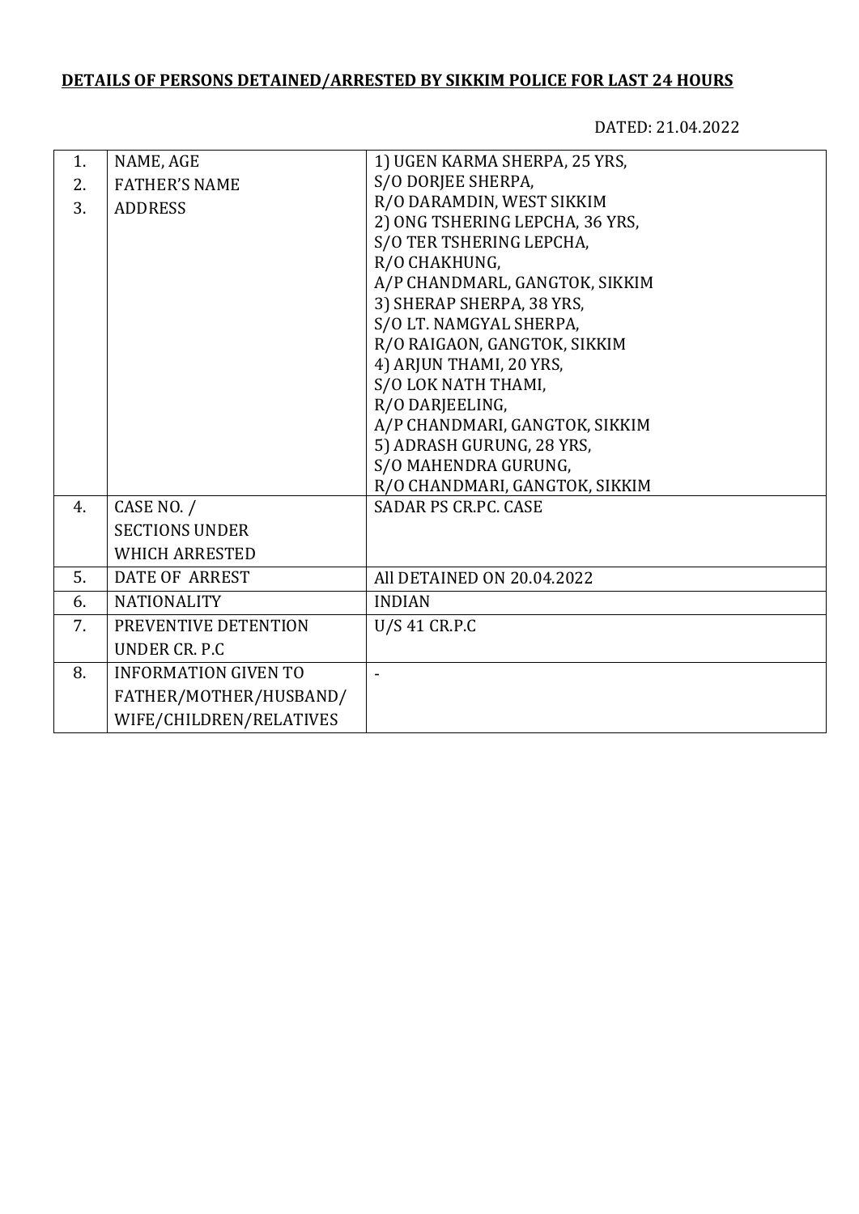**DETAILS OF PERSONS DETAINED/ARRESTED BY SIKKIM POLICE FOR LAST 24 HOURS**

DATED: 21.04.2022

| | | |
|---|---|---|
| 1.<br>2.<br>3. | NAME, AGE<br>FATHER'S NAME<br>ADDRESS | 1) UGEN KARMA SHERPA, 25 YRS,<br>S/O DORJEE SHERPA,<br>R/O DARAMDIN, WEST SIKKIM<br>2) ONG TSHERING LEPCHA, 36 YRS,<br>S/O TER TSHERING LEPCHA,<br>R/O CHAKHUNG,<br>A/P CHANDMARL, GANGTOK, SIKKIM<br>3) SHERAP SHERPA, 38 YRS,<br>S/O LT. NAMGYAL SHERPA,<br>R/O RAIGAON, GANGTOK, SIKKIM<br>4) ARJUN THAMI, 20 YRS,<br>S/O LOK NATH THAMI,<br>R/O DARJEELING,<br>A/P CHANDMARI, GANGTOK, SIKKIM<br>5) ADRASH GURUNG, 28 YRS,<br>S/O MAHENDRA GURUNG,<br>R/O CHANDMARI, GANGTOK, SIKKIM |
| 4. | CASE NO. /<br>SECTIONS UNDER<br>WHICH ARRESTED | SADAR PS CR.PC. CASE |
| 5. | DATE OF ARREST | All DETAINED ON 20.04.2022 |
| 6. | NATIONALITY | INDIAN |
| 7. | PREVENTIVE DETENTION<br>UNDER CR. P.C | U/S 41 CR.P.C |
| 8. | INFORMATION GIVEN TO<br>FATHER/MOTHER/HUSBAND/<br>WIFE/CHILDREN/RELATIVES | - |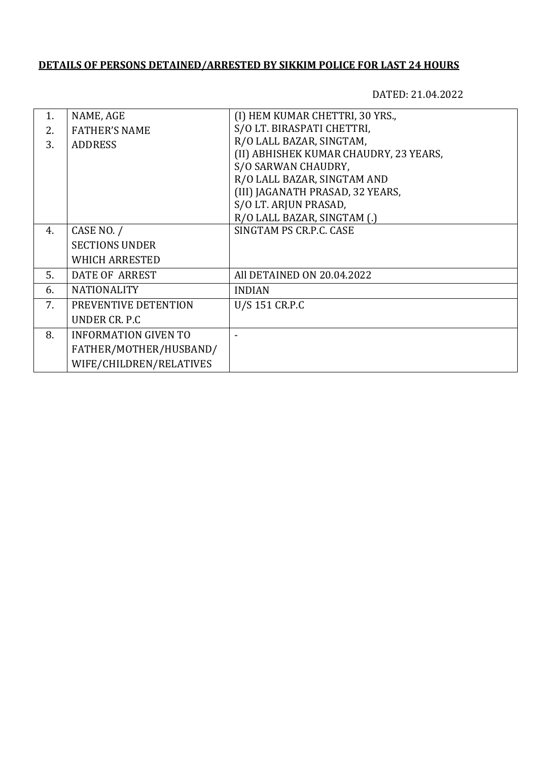**DETAILS OF PERSONS DETAINED/ARRESTED BY SIKKIM POLICE FOR LAST 24 HOURS**

DATED: 21.04.2022

| | | |
|---|---|---|
| 1.<br>2.<br>3. | NAME, AGE<br>FATHER'S NAME<br>ADDRESS | (I) HEM KUMAR CHETTRI, 30 YRS.,<br>S/O LT. BIRASPATI CHETTRI,<br>R/O LALL BAZAR, SINGTAM,<br>(II) ABHISHEK KUMAR CHAUDRY, 23 YEARS,<br>S/O SARWAN CHAUDRY,<br>R/O LALL BAZAR, SINGTAM AND<br>(III) JAGANATH PRASAD, 32 YEARS,<br>S/O LT. ARJUN PRASAD,<br>R/O LALL BAZAR, SINGTAM (.) |
| 4. | CASE NO. /<br>SECTIONS UNDER<br>WHICH ARRESTED | SINGTAM PS CR.P.C. CASE |
| 5. | DATE OF ARREST | All DETAINED ON 20.04.2022 |
| 6. | NATIONALITY | INDIAN |
| 7. | PREVENTIVE DETENTION<br>UNDER CR. P.C | U/S 151 CR.P.C |
| 8. | INFORMATION GIVEN TO<br>FATHER/MOTHER/HUSBAND/<br>WIFE/CHILDREN/RELATIVES | - |